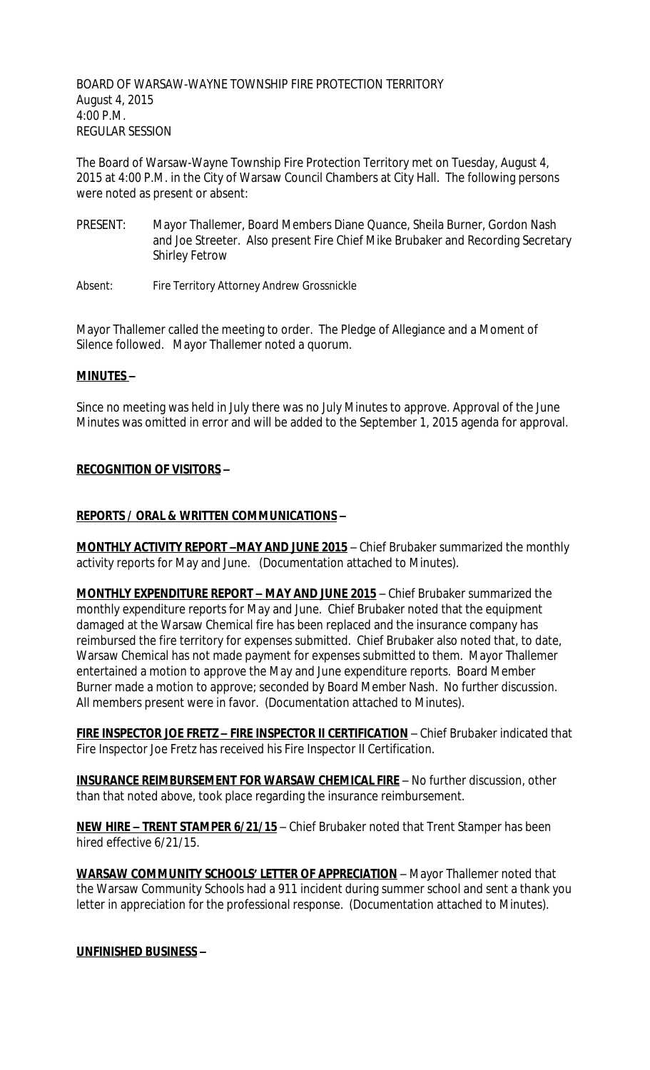BOARD OF WARSAW-WAYNE TOWNSHIP FIRE PROTECTION TERRITORY
August 4, 2015
4:00 P.M.
REGULAR SESSION

The Board of Warsaw-Wayne Township Fire Protection Territory met on Tuesday, August 4, 2015 at 4:00 P.M. in the City of Warsaw Council Chambers at City Hall. The following persons were noted as present or absent:

PRESENT: Mayor Thallemer, Board Members Diane Quance, Sheila Burner, Gordon Nash and Joe Streeter. Also present Fire Chief Mike Brubaker and Recording Secretary Shirley Fetrow

Absent: Fire Territory Attorney Andrew Grossnickle

Mayor Thallemer called the meeting to order. The Pledge of Allegiance and a Moment of Silence followed. Mayor Thallemer noted a quorum.

**MINUTES –**

Since no meeting was held in July there was no July Minutes to approve. Approval of the June Minutes was omitted in error and will be added to the September 1, 2015 agenda for approval.

**RECOGNITION OF VISITORS –**

**REPORTS / ORAL & WRITTEN COMMUNICATIONS –**

**MONTHLY ACTIVITY REPORT –MAY AND JUNE 2015** – Chief Brubaker summarized the monthly activity reports for May and June. (Documentation attached to Minutes).

**MONTHLY EXPENDITURE REPORT – MAY AND JUNE 2015** – Chief Brubaker summarized the monthly expenditure reports for May and June. Chief Brubaker noted that the equipment damaged at the Warsaw Chemical fire has been replaced and the insurance company has reimbursed the fire territory for expenses submitted. Chief Brubaker also noted that, to date, Warsaw Chemical has not made payment for expenses submitted to them. Mayor Thallemer entertained a motion to approve the May and June expenditure reports. Board Member Burner made a motion to approve; seconded by Board Member Nash. No further discussion. All members present were in favor. (Documentation attached to Minutes).

**FIRE INSPECTOR JOE FRETZ – FIRE INSPECTOR II CERTIFICATION** – Chief Brubaker indicated that Fire Inspector Joe Fretz has received his Fire Inspector II Certification.

**INSURANCE REIMBURSEMENT FOR WARSAW CHEMICAL FIRE** – No further discussion, other than that noted above, took place regarding the insurance reimbursement.

**NEW HIRE – TRENT STAMPER 6/21/15** – Chief Brubaker noted that Trent Stamper has been hired effective 6/21/15.

**WARSAW COMMUNITY SCHOOLS' LETTER OF APPRECIATION** – Mayor Thallemer noted that the Warsaw Community Schools had a 911 incident during summer school and sent a thank you letter in appreciation for the professional response. (Documentation attached to Minutes).

**UNFINISHED BUSINESS –**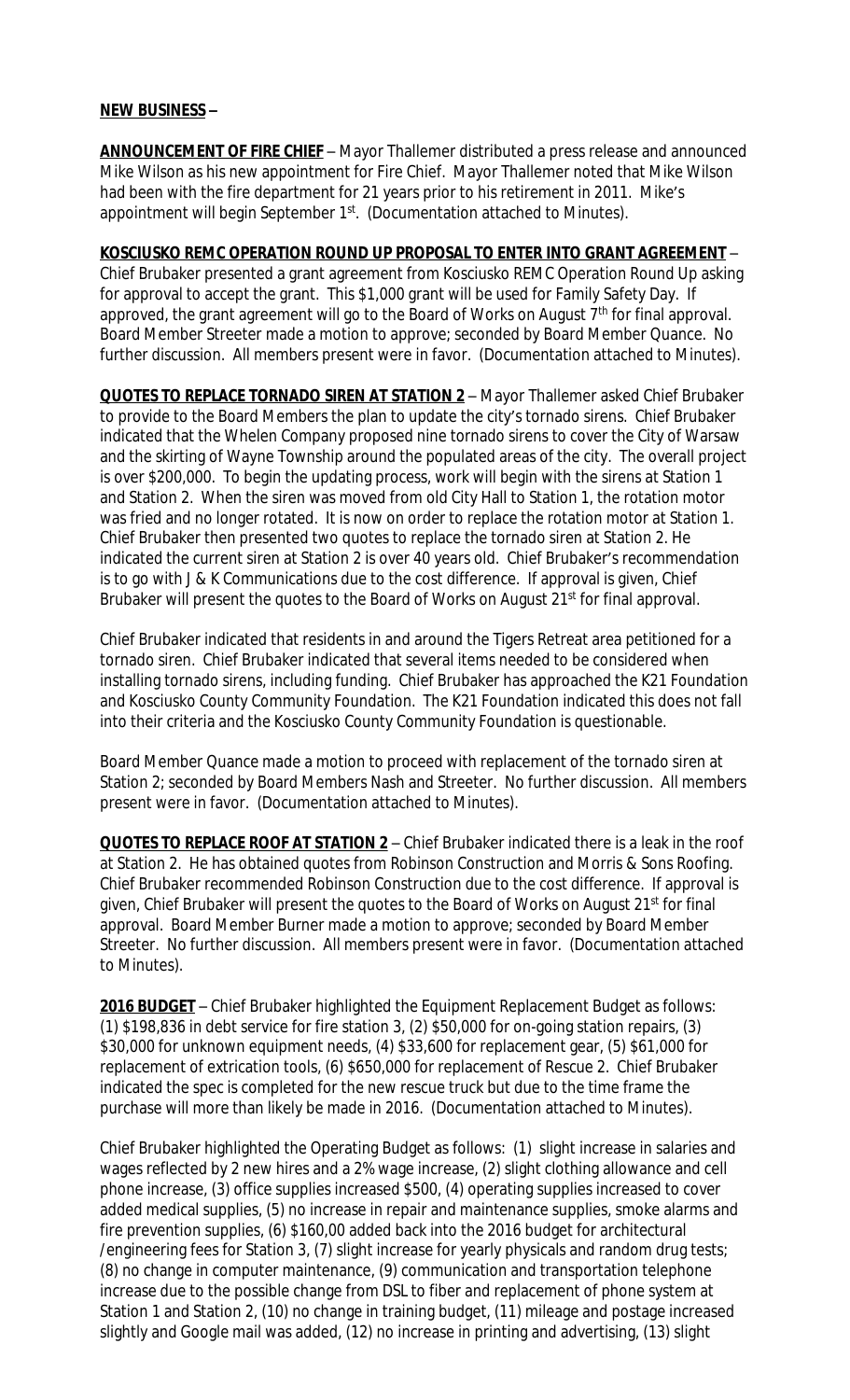**NEW BUSINESS –**

**ANNOUNCEMENT OF FIRE CHIEF** – Mayor Thallemer distributed a press release and announced Mike Wilson as his new appointment for Fire Chief. Mayor Thallemer noted that Mike Wilson had been with the fire department for 21 years prior to his retirement in 2011. Mike's appointment will begin September 1st. (Documentation attached to Minutes).

**KOSCIUSKO REMC OPERATION ROUND UP PROPOSAL TO ENTER INTO GRANT AGREEMENT** – Chief Brubaker presented a grant agreement from Kosciusko REMC Operation Round Up asking for approval to accept the grant. This $1,000 grant will be used for Family Safety Day. If approved, the grant agreement will go to the Board of Works on August 7th for final approval. Board Member Streeter made a motion to approve; seconded by Board Member Quance. No further discussion. All members present were in favor. (Documentation attached to Minutes).

**QUOTES TO REPLACE TORNADO SIREN AT STATION 2** – Mayor Thallemer asked Chief Brubaker to provide to the Board Members the plan to update the city's tornado sirens. Chief Brubaker indicated that the Whelen Company proposed nine tornado sirens to cover the City of Warsaw and the skirting of Wayne Township around the populated areas of the city. The overall project is over $200,000. To begin the updating process, work will begin with the sirens at Station 1 and Station 2. When the siren was moved from old City Hall to Station 1, the rotation motor was fried and no longer rotated. It is now on order to replace the rotation motor at Station 1. Chief Brubaker then presented two quotes to replace the tornado siren at Station 2. He indicated the current siren at Station 2 is over 40 years old. Chief Brubaker's recommendation is to go with J & K Communications due to the cost difference. If approval is given, Chief Brubaker will present the quotes to the Board of Works on August 21st for final approval.

Chief Brubaker indicated that residents in and around the Tigers Retreat area petitioned for a tornado siren. Chief Brubaker indicated that several items needed to be considered when installing tornado sirens, including funding. Chief Brubaker has approached the K21 Foundation and Kosciusko County Community Foundation. The K21 Foundation indicated this does not fall into their criteria and the Kosciusko County Community Foundation is questionable.

Board Member Quance made a motion to proceed with replacement of the tornado siren at Station 2; seconded by Board Members Nash and Streeter. No further discussion. All members present were in favor. (Documentation attached to Minutes).

**QUOTES TO REPLACE ROOF AT STATION 2** – Chief Brubaker indicated there is a leak in the roof at Station 2. He has obtained quotes from Robinson Construction and Morris & Sons Roofing. Chief Brubaker recommended Robinson Construction due to the cost difference. If approval is given, Chief Brubaker will present the quotes to the Board of Works on August 21st for final approval. Board Member Burner made a motion to approve; seconded by Board Member Streeter. No further discussion. All members present were in favor. (Documentation attached to Minutes).

**2016 BUDGET** – Chief Brubaker highlighted the Equipment Replacement Budget as follows: (1) $198,836 in debt service for fire station 3, (2) $50,000 for on-going station repairs, (3) $30,000 for unknown equipment needs, (4) $33,600 for replacement gear, (5) $61,000 for replacement of extrication tools, (6) $650,000 for replacement of Rescue 2. Chief Brubaker indicated the spec is completed for the new rescue truck but due to the time frame the purchase will more than likely be made in 2016. (Documentation attached to Minutes).

Chief Brubaker highlighted the Operating Budget as follows: (1) slight increase in salaries and wages reflected by 2 new hires and a 2% wage increase, (2) slight clothing allowance and cell phone increase, (3) office supplies increased $500, (4) operating supplies increased to cover added medical supplies, (5) no increase in repair and maintenance supplies, smoke alarms and fire prevention supplies, (6) $160,00 added back into the 2016 budget for architectural /engineering fees for Station 3, (7) slight increase for yearly physicals and random drug tests; (8) no change in computer maintenance, (9) communication and transportation telephone increase due to the possible change from DSL to fiber and replacement of phone system at Station 1 and Station 2, (10) no change in training budget, (11) mileage and postage increased slightly and Google mail was added, (12) no increase in printing and advertising, (13) slight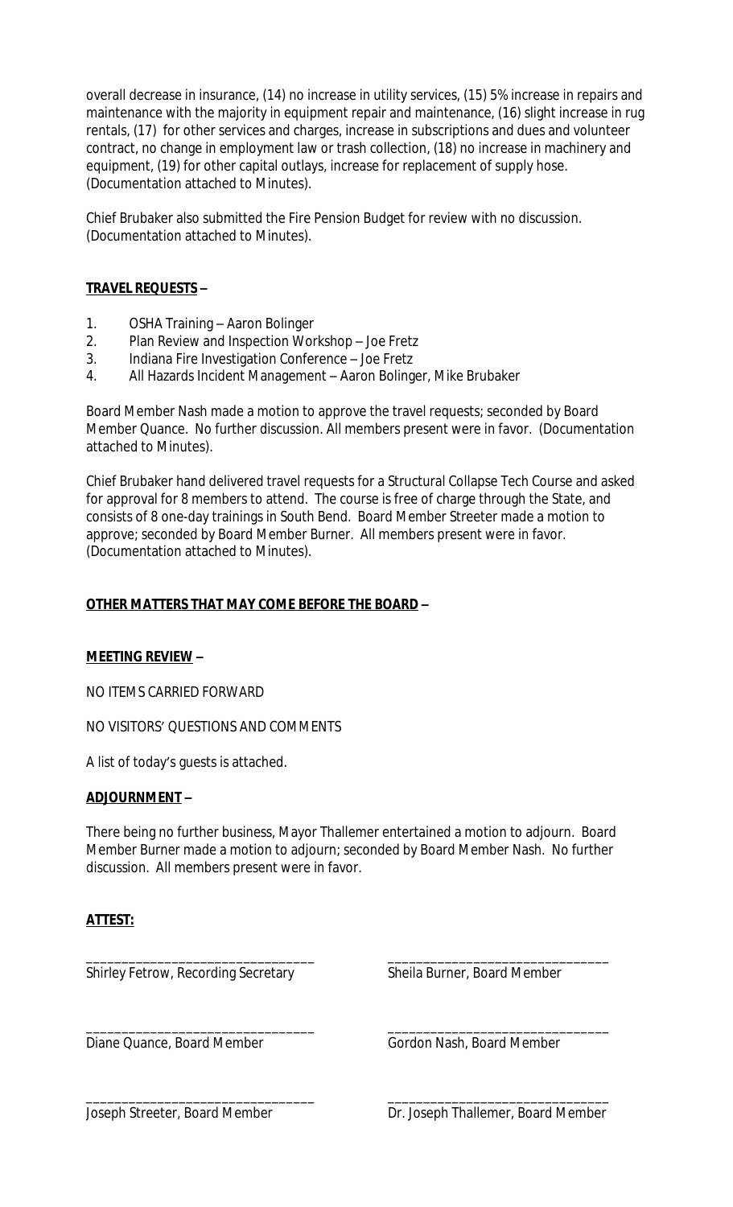overall decrease in insurance, (14) no increase in utility services, (15) 5% increase in repairs and maintenance with the majority in equipment repair and maintenance, (16) slight increase in rug rentals, (17) for other services and charges, increase in subscriptions and dues and volunteer contract, no change in employment law or trash collection, (18) no increase in machinery and equipment, (19) for other capital outlays, increase for replacement of supply hose. (Documentation attached to Minutes).

Chief Brubaker also submitted the Fire Pension Budget for review with no discussion. (Documentation attached to Minutes).

**TRAVEL REQUESTS –**

1. OSHA Training – Aaron Bolinger
2. Plan Review and Inspection Workshop – Joe Fretz
3. Indiana Fire Investigation Conference – Joe Fretz
4. All Hazards Incident Management – Aaron Bolinger, Mike Brubaker

Board Member Nash made a motion to approve the travel requests; seconded by Board Member Quance. No further discussion. All members present were in favor. (Documentation attached to Minutes).

Chief Brubaker hand delivered travel requests for a Structural Collapse Tech Course and asked for approval for 8 members to attend. The course is free of charge through the State, and consists of 8 one-day trainings in South Bend. Board Member Streeter made a motion to approve; seconded by Board Member Burner. All members present were in favor. (Documentation attached to Minutes).

**OTHER MATTERS THAT MAY COME BEFORE THE BOARD –**

**MEETING REVIEW –**

NO ITEMS CARRIED FORWARD

NO VISITORS' QUESTIONS AND COMMENTS

A list of today's guests is attached.

**ADJOURNMENT –**

There being no further business, Mayor Thallemer entertained a motion to adjourn. Board Member Burner made a motion to adjourn; seconded by Board Member Nash. No further discussion. All members present were in favor.

**ATTEST:**

| | |
|---|---|
| ______________________________ | ______________________________ |
| Shirley Fetrow, Recording Secretary | Sheila Burner, Board Member |
| ______________________________ | ______________________________ |
| Diane Quance, Board Member | Gordon Nash, Board Member |
| ______________________________ | ______________________________ |
| Joseph Streeter, Board Member | Dr. Joseph Thallemer, Board Member |